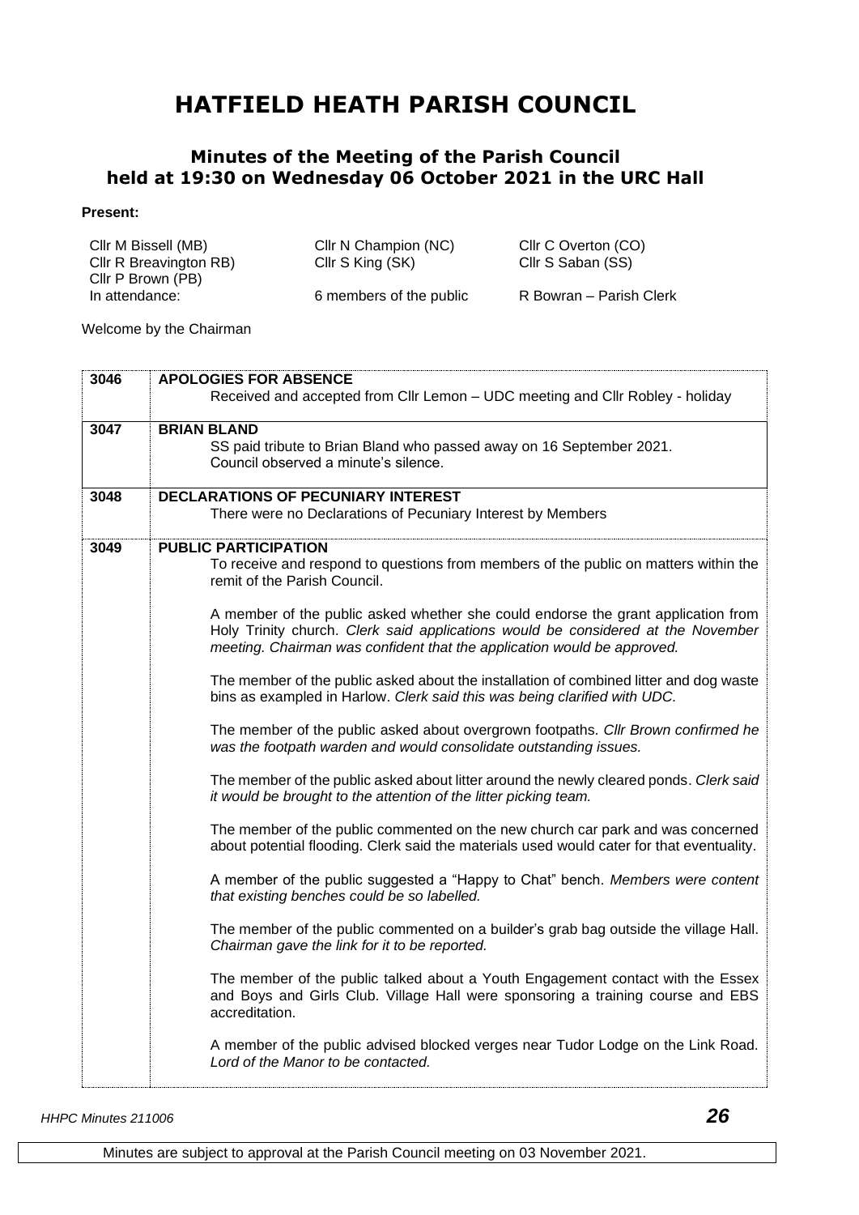# HATFIELD HEATH PARISH COUNCIL

## Minutes of the Meeting of the Parish Council held at 19:30 on Wednesday 06 October 2021 in the URC Hall

**Present:**

| | | |
|---|---|---|
| Cllr M Bissell (MB) | Cllr N Champion (NC) | Cllr C Overton (CO) |
| Cllr R Breavington RB) | Cllr S King (SK) | Cllr S Saban (SS) |
| Cllr P Brown (PB) | | |
| In attendance: | 6 members of the public | R Bowran – Parish Clerk |

Welcome by the Chairman

| | |
|---|---|
| **3046** | **APOLOGIES FOR ABSENCE**<br>Received and accepted from Cllr Lemon – UDC meeting and Cllr Robley - holiday |
| **3047** | **BRIAN BLAND**<br>SS paid tribute to Brian Bland who passed away on 16 September 2021.<br>Council observed a minute's silence. |
| **3048** | **DECLARATIONS OF PECUNIARY INTEREST**<br>There were no Declarations of Pecuniary Interest by Members |
| **3049** | **PUBLIC PARTICIPATION**<br>To receive and respond to questions from members of the public on matters within the remit of the Parish Council.<br><br>A member of the public asked whether she could endorse the grant application from Holy Trinity church. *Clerk said applications would be considered at the November meeting. Chairman was confident that the application would be approved.*<br><br>The member of the public asked about the installation of combined litter and dog waste bins as exampled in Harlow. *Clerk said this was being clarified with UDC.*<br><br>The member of the public asked about overgrown footpaths. *Cllr Brown confirmed he was the footpath warden and would consolidate outstanding issues.*<br><br>The member of the public asked about litter around the newly cleared ponds. *Clerk said it would be brought to the attention of the litter picking team.*<br><br>The member of the public commented on the new church car park and was concerned about potential flooding. Clerk said the materials used would cater for that eventuality.<br><br>A member of the public suggested a "Happy to Chat" bench. *Members were content that existing benches could be so labelled.*<br><br>The member of the public commented on a builder's grab bag outside the village Hall. *Chairman gave the link for it to be reported.*<br><br>The member of the public talked about a Youth Engagement contact with the Essex and Boys and Girls Club. Village Hall were sponsoring a training course and EBS accreditation.<br><br>A member of the public advised blocked verges near Tudor Lodge on the Link Road. *Lord of the Manor to be contacted.* |

Minutes are subject to approval at the Parish Council meeting on 03 November 2021.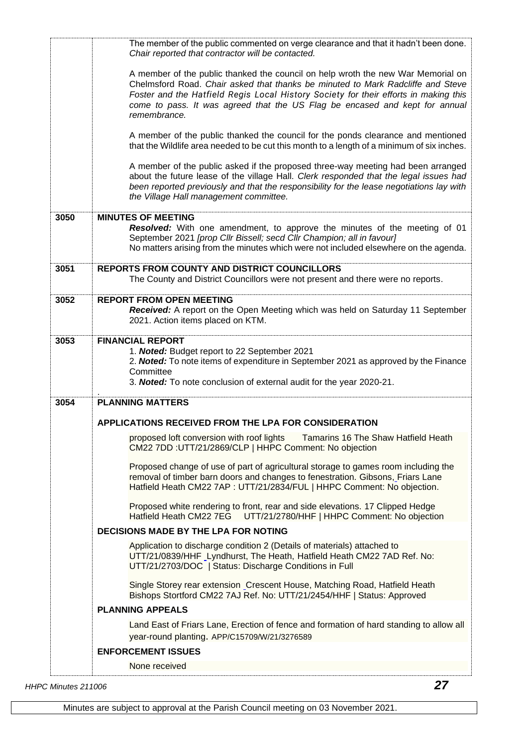| | |
|---|---|
| | The member of the public commented on verge clearance and that it hadn't been done. *Chair reported that contractor will be contacted.* |
| | A member of the public thanked the council on help wroth the new War Memorial on Chelmsford Road. *Chair asked that thanks be minuted to Mark Radcliffe and Steve Foster and the Hatfield Regis Local History Society for their efforts in making this come to pass. It was agreed that the US Flag be encased and kept for annual remembrance.* |
| | A member of the public thanked the council for the ponds clearance and mentioned that the Wildlife area needed to be cut this month to a length of a minimum of six inches. |
| | A member of the public asked if the proposed three-way meeting had been arranged about the future lease of the village Hall. *Clerk responded that the legal issues had been reported previously and that the responsibility for the lease negotiations lay with the Village Hall management committee.* |
| **3050** | **MINUTES OF MEETING**<br>***Resolved:*** With one amendment, to approve the minutes of the meeting of 01 September 2021 *[prop Cllr Bissell; secd Cllr Champion; all in favour]*<br>No matters arising from the minutes which were not included elsewhere on the agenda. |
| **3051** | **REPORTS FROM COUNTY AND DISTRICT COUNCILLORS**<br>The County and District Councillors were not present and there were no reports. |
| **3052** | **REPORT FROM OPEN MEETING**<br>***Received:*** A report on the Open Meeting which was held on Saturday 11 September 2021. Action items placed on KTM. |
| **3053** | **FINANCIAL REPORT**<br>1. ***Noted:*** Budget report to 22 September 2021<br>2. ***Noted:*** To note items of expenditure in September 2021 as approved by the Finance Committee<br>3. ***Noted:*** To note conclusion of external audit for the year 2020-21. |
| **3054** | **PLANNING MATTERS** |
| | **APPLICATIONS RECEIVED FROM THE LPA FOR CONSIDERATION** |
| | proposed loft conversion with roof lights Tamarins 16 The Shaw Hatfield Heath CM22 7DD :UTT/21/2869/CLP \| HHPC Comment: No objection |
| | Proposed change of use of part of agricultural storage to games room including the removal of timber barn doors and changes to fenestration. Gibsons, Friars Lane Hatfield Heath CM22 7AP : UTT/21/2834/FUL \| HHPC Comment: No objection. |
| | Proposed white rendering to front, rear and side elevations. 17 Clipped Hedge Hatfield Heath CM22 7EG UTT/21/2780/HHF \| HHPC Comment: No objection |
| | **DECISIONS MADE BY THE LPA FOR NOTING** |
| | Application to discharge condition 2 (Details of materials) attached to UTT/21/0839/HHF Lyndhurst, The Heath, Hatfield Heath CM22 7AD Ref. No: UTT/21/2703/DOC \| Status: Discharge Conditions in Full |
| | Single Storey rear extension Crescent House, Matching Road, Hatfield Heath Bishops Stortford CM22 7AJ Ref. No: UTT/21/2454/HHF \| Status: Approved |
| | **PLANNING APPEALS** |
| | Land East of Friars Lane, Erection of fence and formation of hard standing to allow all year-round planting. APP/C15709/W/21/3276589 |
| | **ENFORCEMENT ISSUES** |
| | None received |

Minutes are subject to approval at the Parish Council meeting on 03 November 2021.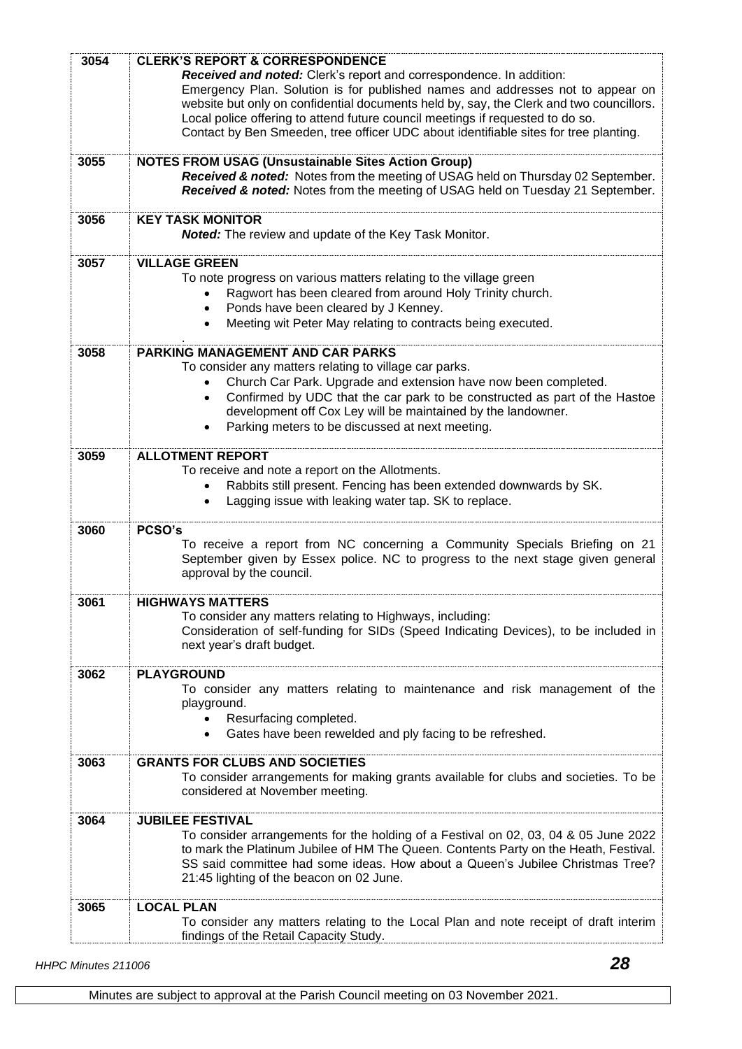| | |
|---|---|
| 3054 | **CLERK'S REPORT & CORRESPONDENCE**<br>***Received and noted:*** Clerk's report and correspondence. In addition:<br>Emergency Plan. Solution is for published names and addresses not to appear on website but only on confidential documents held by, say, the Clerk and two councillors.<br>Local police offering to attend future council meetings if requested to do so.<br>Contact by Ben Smeeden, tree officer UDC about identifiable sites for tree planting. |
| 3055 | **NOTES FROM USAG (Unsustainable Sites Action Group)**<br>***Received & noted:*** Notes from the meeting of USAG held on Thursday 02 September.<br>***Received & noted:*** Notes from the meeting of USAG held on Tuesday 21 September. |
| 3056 | **KEY TASK MONITOR**<br>***Noted:*** The review and update of the Key Task Monitor. |
| 3057 | **VILLAGE GREEN**<br>To note progress on various matters relating to the village green<br>• Ragwort has been cleared from around Holy Trinity church.<br>• Ponds have been cleared by J Kenney.<br>• Meeting wit Peter May relating to contracts being executed.<br>. |
| 3058 | **PARKING MANAGEMENT AND CAR PARKS**<br>To consider any matters relating to village car parks.<br>• Church Car Park. Upgrade and extension have now been completed.<br>• Confirmed by UDC that the car park to be constructed as part of the Hastoe development off Cox Ley will be maintained by the landowner.<br>• Parking meters to be discussed at next meeting. |
| 3059 | **ALLOTMENT REPORT**<br>To receive and note a report on the Allotments.<br>• Rabbits still present. Fencing has been extended downwards by SK.<br>• Lagging issue with leaking water tap. SK to replace. |
| 3060 | **PCSO's**<br>To receive a report from NC concerning a Community Specials Briefing on 21 September given by Essex police. NC to progress to the next stage given general approval by the council. |
| 3061 | **HIGHWAYS MATTERS**<br>To consider any matters relating to Highways, including:<br>Consideration of self-funding for SIDs (Speed Indicating Devices), to be included in next year's draft budget. |
| 3062 | **PLAYGROUND**<br>To consider any matters relating to maintenance and risk management of the playground.<br>• Resurfacing completed.<br>• Gates have been rewelded and ply facing to be refreshed. |
| 3063 | **GRANTS FOR CLUBS AND SOCIETIES**<br>To consider arrangements for making grants available for clubs and societies. To be considered at November meeting. |
| 3064 | **JUBILEE FESTIVAL**<br>To consider arrangements for the holding of a Festival on 02, 03, 04 & 05 June 2022 to mark the Platinum Jubilee of HM The Queen. Contents Party on the Heath, Festival. SS said committee had some ideas. How about a Queen's Jubilee Christmas Tree? 21:45 lighting of the beacon on 02 June. |
| 3065 | **LOCAL PLAN**<br>To consider any matters relating to the Local Plan and note receipt of draft interim findings of the Retail Capacity Study. |

Minutes are subject to approval at the Parish Council meeting on 03 November 2021.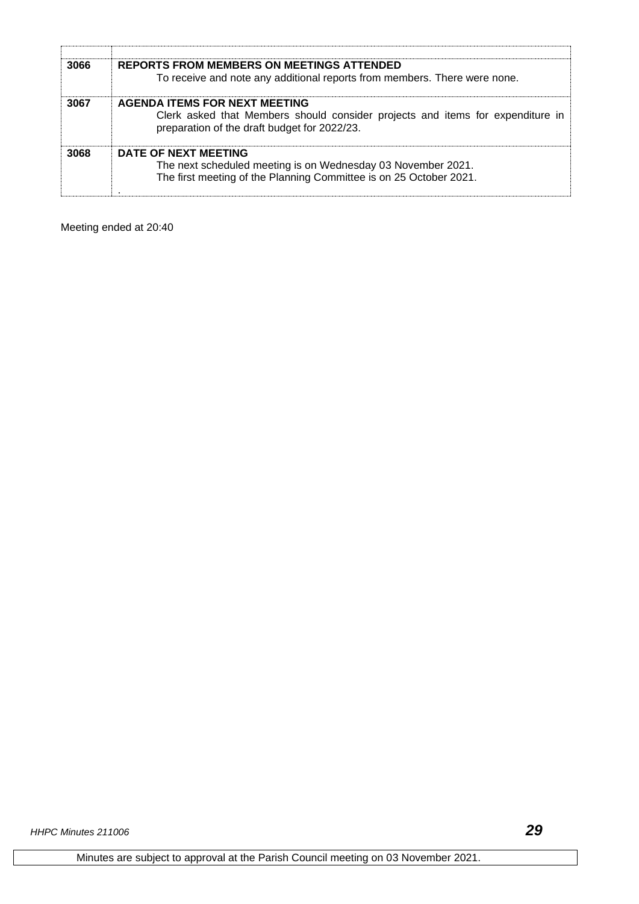| | |
|---|---|
| **3066** | **REPORTS FROM MEMBERS ON MEETINGS ATTENDED**<br>To receive and note any additional reports from members. There were none. |
| **3067** | **AGENDA ITEMS FOR NEXT MEETING**<br>Clerk asked that Members should consider projects and items for expenditure in preparation of the draft budget for 2022/23. |
| **3068** | **DATE OF NEXT MEETING**<br>The next scheduled meeting is on Wednesday 03 November 2021.<br>The first meeting of the Planning Committee is on 25 October 2021.<br>. |

Meeting ended at 20:40

Minutes are subject to approval at the Parish Council meeting on 03 November 2021.